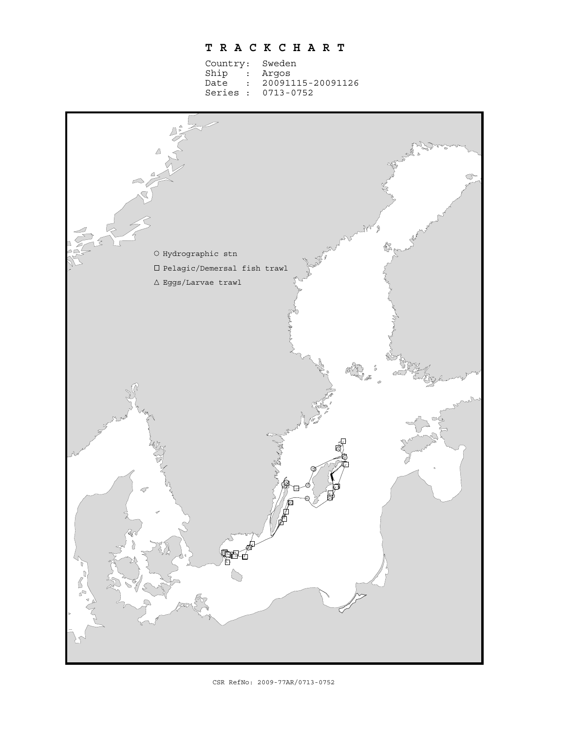# T R A C K C H A R T

```
Country:  Sweden
Ship   :  Argos
Date   :  20091115-20091126
Series :  0713-0752
```

○ Hydrographic stn

□ Pelagic/Demersal fish trawl

△ Eggs/Larvae trawl

CSR RefNo: 2009-77AR/0713-0752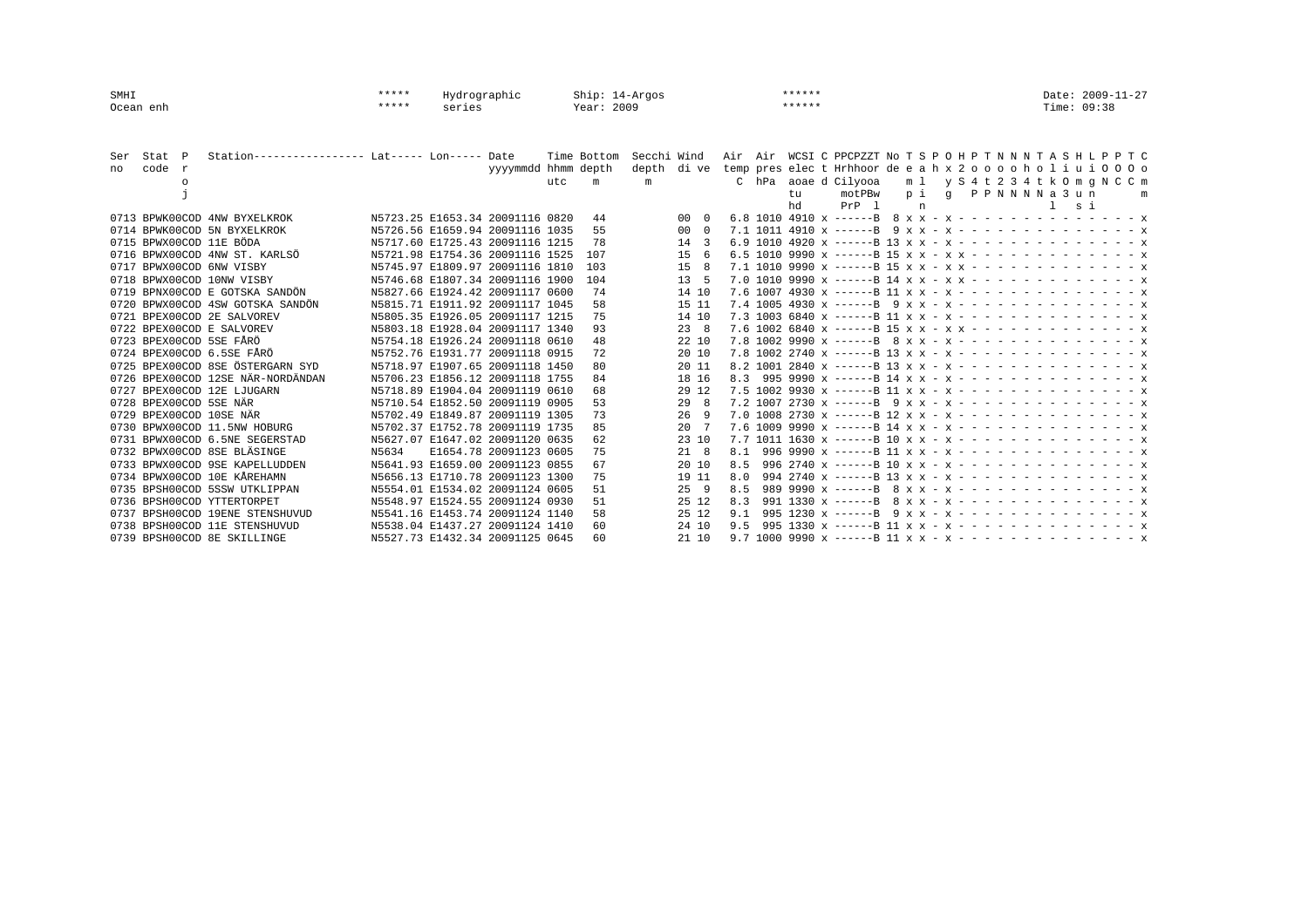```
Ser  Stat  P   Station---------------- Lat----- Lon----- Date      Time Bottom  Secchi Wind   Air  Air  WCSI C PPCPZZT No T S P O H P T N N N T A S H L P P T C
no   code  r                                             yyyymmdd hhmm depth   depth  di ve  temp pres elec t Hrhhoor de e a h x 2 o o o o h o l i u i O O O o
           o                                                      utc   m       m            C  hPa  aoae d Cilyooa    m l   y S 4 t 2 3 4 t k O m g N C C m
           j                                                                                          tu     motPBw     p i   g   P P N N N N a 3 u n       m
                                                                                                      hd     PrP  l      n                       l   s i
0713 BPWK00COD 4NW BYXELKROK       N5723.25 E1653.34 20091116 0820   44           00  0   6.8 1010 4910 x ------B  8 x x - x - - - - - - - - - - - - - - x
0714 BPWK00COD 5N BYXELKROK        N5726.56 E1659.94 20091116 1035   55           00  0   7.1 1011 4910 x ------B  9 x x - x - - - - - - - - - - - - - - x
0715 BPWX00COD 11E BÖDA            N5717.60 E1725.43 20091116 1215   78           14  3   6.9 1010 4920 x ------B 13 x x - x - - - - - - - - - - - - - - x
0716 BPWX00COD 4NW ST. KARLSÖ      N5721.98 E1754.36 20091116 1525  107           15  6   6.5 1010 9990 x ------B 15 x x - x x - - - - - - - - - - - - - x
0717 BPWX00COD 6NW VISBY           N5745.97 E1809.97 20091116 1810  103           15  8   7.1 1010 9990 x ------B 15 x x - x x - - - - - - - - - - - - - x
0718 BPWX00COD 10NW VISBY          N5746.68 E1807.34 20091116 1900  104           13  5   7.0 1010 9990 x ------B 14 x x - x x - - - - - - - - - - - - - x
0719 BPNX00COD E GOTSKA SANDÖN     N5827.66 E1924.42 20091117 0600   74           14 10   7.6 1007 4930 x ------B 11 x x - x - - - - - - - - - - - - - - x
0720 BPWX00COD 4SW GOTSKA SANDÖN   N5815.71 E1911.92 20091117 1045   58           15 11   7.4 1005 4930 x ------B  9 x x - x - - - - - - - - - - - - - - x
0721 BPEX00COD 2E SALVOREV         N5805.35 E1926.05 20091117 1215   75           14 10   7.3 1003 6840 x ------B 11 x x - x - - - - - - - - - - - - - - x
0722 BPEX00COD E SALVOREV          N5803.18 E1928.04 20091117 1340   93           23  8   7.6 1002 6840 x ------B 15 x x - x x - - - - - - - - - - - - - x
0723 BPEX00COD 5SE FÅRÖ            N5754.18 E1926.24 20091118 0610   48           22 10   7.8 1002 9990 x ------B  8 x x - x - - - - - - - - - - - - - - x
0724 BPEX00COD 6.5SE FÅRÖ          N5752.76 E1931.77 20091118 0915   72           20 10   7.8 1002 2740 x ------B 13 x x - x - - - - - - - - - - - - - - x
0725 BPEX00COD 8SE ÖSTERGARN SYD   N5718.97 E1907.65 20091118 1450   80           20 11   8.2 1001 2840 x ------B 13 x x - x - - - - - - - - - - - - - - x
0726 BPEX00COD 12SE NÄR-NORDÄNDAN  N5706.23 E1856.12 20091118 1755   84           18 16   8.3  995 9990 x ------B 14 x x - x - - - - - - - - - - - - - - x
0727 BPEX00COD 12E LJUGARN         N5718.89 E1904.04 20091119 0610   68           29 12   7.5 1002 9930 x ------B 11 x x - x - - - - - - - - - - - - - - x
0728 BPEX00COD 5SE NÄR             N5710.54 E1852.50 20091119 0905   53           29  8   7.2 1007 2730 x ------B  9 x x - x - - - - - - - - - - - - - - x
0729 BPEX00COD 10SE NÄR            N5702.49 E1849.87 20091119 1305   73           26  9   7.0 1008 2730 x ------B 12 x x - x - - - - - - - - - - - - - - x
0730 BPWX00COD 11.5NW HOBURG       N5702.37 E1752.78 20091119 1735   85           20  7   7.6 1009 9990 x ------B 14 x x - x - - - - - - - - - - - - - - x
0731 BPWX00COD 6.5NE SEGERSTAD     N5627.07 E1647.02 20091120 0635   62           23 10   7.7 1011 1630 x ------B 10 x x - x - - - - - - - - - - - - - - x
0732 BPWX00COD 8SE BLÄSINGE        N5634    E1654.78 20091123 0605   75           21  8   8.1  996 9990 x ------B 11 x x - x - - - - - - - - - - - - - - x
0733 BPWX00COD 9SE KAPELLUDDEN     N5641.93 E1659.00 20091123 0855   67           20 10   8.5  996 2740 x ------B 10 x x - x - - - - - - - - - - - - - - x
0734 BPWX00COD 10E KÅREHAMN        N5656.13 E1710.78 20091123 1300   75           19 11   8.0  994 2740 x ------B 13 x x - x - - - - - - - - - - - - - - x
0735 BPSH00COD 5SSW UTKLIPPAN      N5554.01 E1534.02 20091124 0605   51           25  9   8.5  989 9990 x ------B  8 x x - x - - - - - - - - - - - - - - x
0736 BPSH00COD YTTERTORPET         N5548.97 E1524.55 20091124 0930   51           25 12   8.3  991 1330 x ------B  8 x x - x - - - - - - - - - - - - - - x
0737 BPSH00COD 19ENE STENSHUVUD    N5541.16 E1453.74 20091124 1140   58           25 12   9.1  995 1230 x ------B  9 x x - x - - - - - - - - - - - - - - x
0738 BPSH00COD 11E STENSHUVUD      N5538.04 E1437.27 20091124 1410   60           24 10   9.5  995 1330 x ------B 11 x x - x - - - - - - - - - - - - - - x
0739 BPSH00COD 8E SKILLINGE        N5527.73 E1432.34 20091125 0645   60           21 10   9.7 1000 9990 x ------B 11 x x - x - - - - - - - - - - - - - - x
```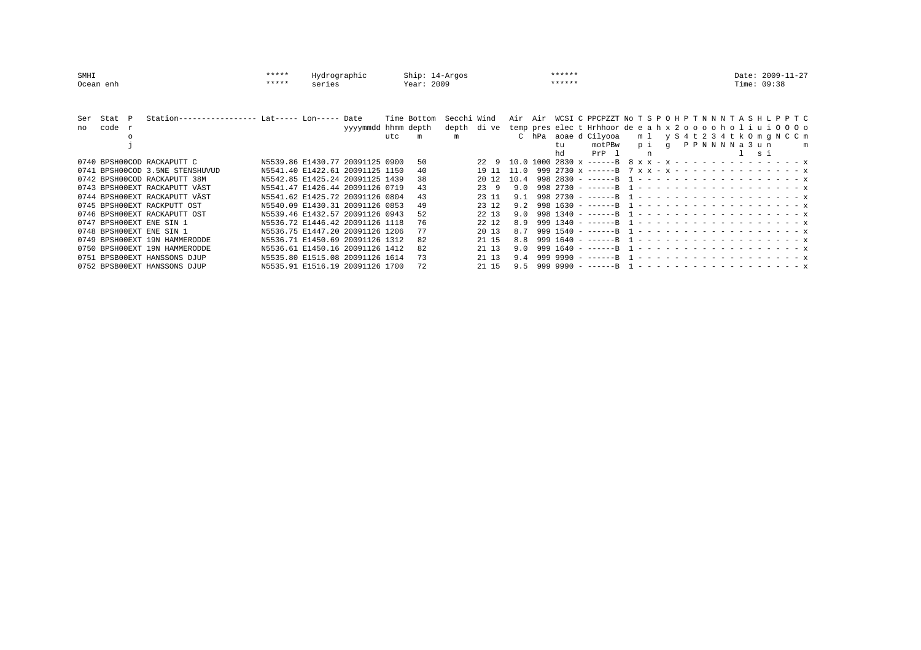```
SMHI                    *****   Hydrographic    Ship: 14-Argos          ******                  Date: 2009-11-27
Ocean enh               *****   series          Year: 2009              ******                  Time: 09:38


Ser  Stat  P   Station----------------- Lat----- Lon----- Date     Time Bottom  Secchi Wind   Air  Air  WCSI C PPCPZZT No T S P O H P T N N N T A S H L P P T C
no   code  r                                              yyyymmdd hhmm depth   depth  di ve  temp pres elec t Hrhhoor de e a h x 2 o o o o h o l i u i O O O o
           o                                                       utc  m       m             C    hPa  aoae d Cilyooa    m l   y S 4 t 2 3 4 t k O m g N C C m
           j                                                                                            tu     motPBw    p i   g  P P N N N N a 3 u n       m
                                                                                                        hd     PrP  l      n                   l  s i
0740 BPSH00COD RACKAPUTT C              N5539.86 E1430.77 20091125 0900   50           22  9  10.0 1000 2830 x ------B  8 x x - x - - - - - - - - - - - - - - - - x
0741 BPSH00COD 3.5NE STENSHUVUD         N5541.40 E1422.61 20091125 1150   40           19 11  11.0  999 2730 x ------B  7 x x - x - - - - - - - - - - - - - - - - x
0742 BPSH00COD RACKAPUTT 38M            N5542.85 E1425.24 20091125 1439   38           20 12  10.4  998 2830 - ------B  1 - - - - - - - - - - - - - - - - - - - - x
0743 BPSH00EXT RACKAPUTT VÄST           N5541.47 E1426.44 20091126 0719   43           23  9   9.0  998 2730 - ------B  1 - - - - - - - - - - - - - - - - - - - - x
0744 BPSH00EXT RACKAPUTT VÄST           N5541.62 E1425.72 20091126 0804   43           23 11   9.1  998 2730 - ------B  1 - - - - - - - - - - - - - - - - - - - - x
0745 BPSH00EXT RACKPUTT OST             N5540.09 E1430.31 20091126 0853   49           23 12   9.2  998 1630 - ------B  1 - - - - - - - - - - - - - - - - - - - - x
0746 BPSH00EXT RACKAPUTT OST            N5539.46 E1432.57 20091126 0943   52           22 13   9.0  998 1340 - ------B  1 - - - - - - - - - - - - - - - - - - - - x
0747 BPSH00EXT ENE SIN 1                N5536.72 E1446.42 20091126 1118   76           22 12   8.9  999 1340 - ------B  1 - - - - - - - - - - - - - - - - - - - - x
0748 BPSH00EXT ENE SIN 1                N5536.75 E1447.20 20091126 1206   77           20 13   8.7  999 1540 - ------B  1 - - - - - - - - - - - - - - - - - - - - x
0749 BPSH00EXT 19N HAMMERODDE           N5536.71 E1450.69 20091126 1312   82           21 15   8.8  999 1640 - ------B  1 - - - - - - - - - - - - - - - - - - - - x
0750 BPSH00EXT 19N HAMMERODDE           N5536.61 E1450.16 20091126 1412   82           21 13   9.0  999 1640 - ------B  1 - - - - - - - - - - - - - - - - - - - - x
0751 BPSB00EXT HANSSONS DJUP            N5535.80 E1515.08 20091126 1614   73           21 13   9.4  999 9990 - ------B  1 - - - - - - - - - - - - - - - - - - - - x
0752 BPSB00EXT HANSSONS DJUP            N5535.91 E1516.19 20091126 1700   72           21 15   9.5  999 9990 - ------B  1 - - - - - - - - - - - - - - - - - - - - x
```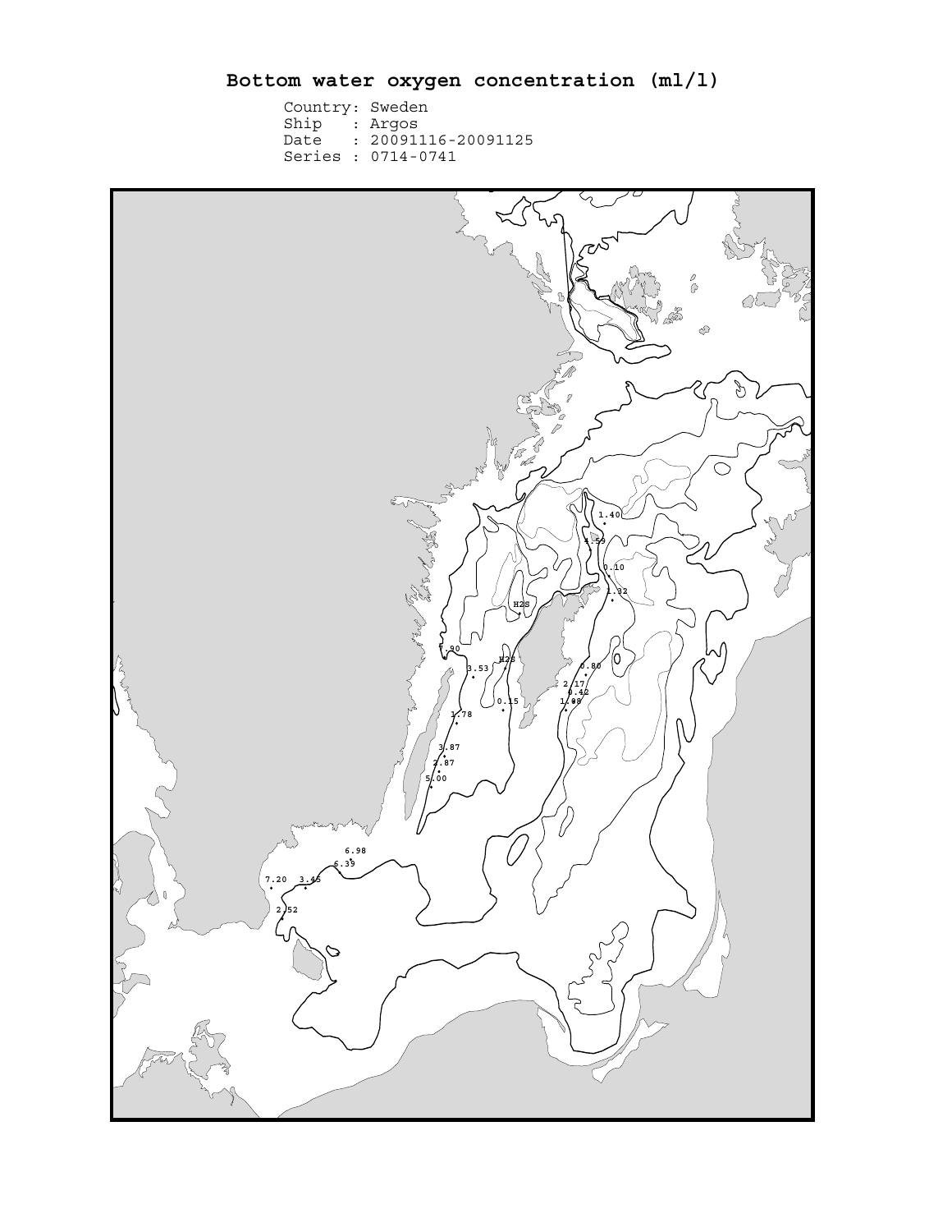# Bottom water oxygen concentration (ml/l)

Country: Sweden
Ship : Argos
Date : 20091116-20091125
Series : 0714-0741

1.40
1.59
0.10
1.32
H2S
7.90
H2S
3.53
0.80
2.17
0.42
1.08
0.15
1.78
3.87
2.87
5.00
6.98
6.39
7.20
3.45
2.52